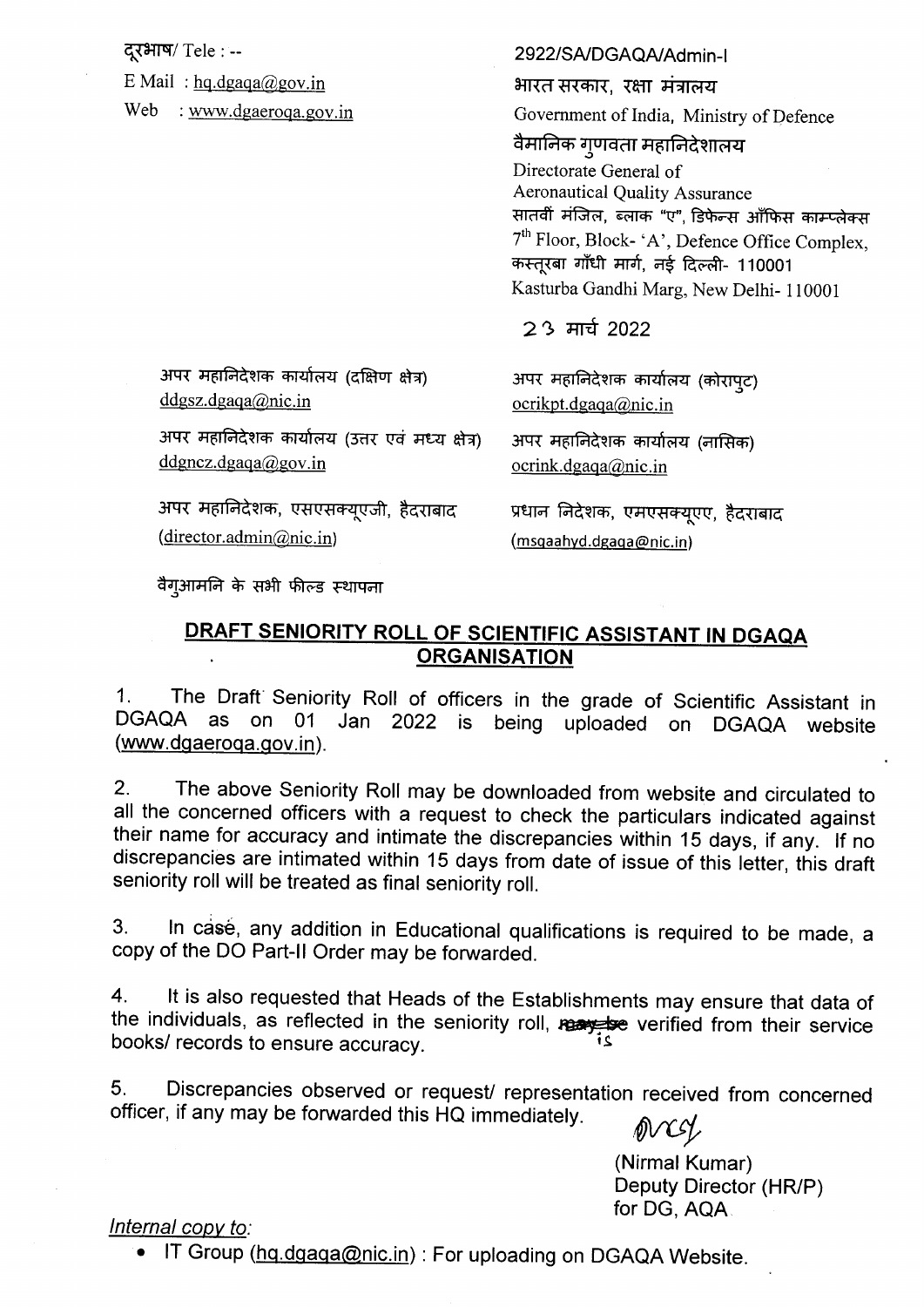दूरभाष/ Tele : --

E Mail : hq.dgaqa@gov.in

Web : www.dgaeroqa.gov.in

2922/SA/DGAQA/Admin-I

भारत सरकार, रक्षा मंत्रालय

Government of India, Ministry of Defence

वैमानिक गुणवत्ता महानिदेशालय

Directorate General of Aeronautical Quality Assurance

सातवीं मंजिल, ब्लाक "ए", डिफेन्स ऑफिस काम्प्लेक्स

7th Floor, Block- 'A', Defence Office Complex,

कस्तूरबा गाँधी मार्ग, नई दिल्ली- 110001

Kasturba Gandhi Marg, New Delhi- 110001

23 मार्च 2022

अपर महानिदेशक कार्यालय (दक्षिण क्षेत्र)
ddgsz.dgaqa@nic.in

अपर महानिदेशक कार्यालय (कोरापुट)
ocrikpt.dgaqa@nic.in

अपर महानिदेशक कार्यालय (उत्तर एवं मध्य क्षेत्र)
ddgncz.dgaqa@gov.in

अपर महानिदेशक कार्यालय (नासिक)
ocrink.dgaqa@nic.in

अपर महानिदेशक, एसएसक्यूएजी, हैदराबाद
(director.admin@nic.in)

प्रधान निदेशक, एमएसक्यूएए, हैदराबाद
(msqaahyd.dgaqa@nic.in)

वैगुआमनि के सभी फील्ड स्थापना

## DRAFT SENIORITY ROLL OF SCIENTIFIC ASSISTANT IN DGAQA ORGANISATION

1. The Draft Seniority Roll of officers in the grade of Scientific Assistant in DGAQA as on 01 Jan 2022 is being uploaded on DGAQA website (www.dgaeroqa.gov.in).

2. The above Seniority Roll may be downloaded from website and circulated to all the concerned officers with a request to check the particulars indicated against their name for accuracy and intimate the discrepancies within 15 days, if any. If no discrepancies are intimated within 15 days from date of issue of this letter, this draft seniority roll will be treated as final seniority roll.

3. In case, any addition in Educational qualifications is required to be made, a copy of the DO Part-II Order may be forwarded.

4. It is also requested that Heads of the Establishments may ensure that data of the individuals, as reflected in the seniority roll, ~~may be~~ is verified from their service books/ records to ensure accuracy.

5. Discrepancies observed or request/ representation received from concerned officer, if any may be forwarded this HQ immediately.

(Nirmal Kumar)
Deputy Director (HR/P)
for DG, AQA

*Internal copy to:*

- IT Group (hq.dgaqa@nic.in) : For uploading on DGAQA Website.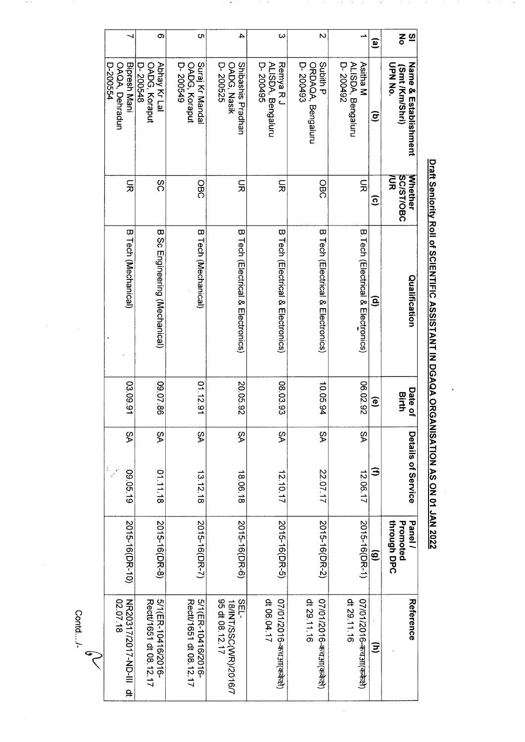## Draft Seniority Roll of SCIENTIFIC ASSISTANT IN DGAQA ORGANISATION AS ON 01 JAN 2022

| Sl No | Name & Establishment (Smt /Km/Shri) UPN No. | Whether SC/ST/OBC /UR | Qualification | Date of Birth | Details of Service | | Panel / Promoted through DPC | Reference |
|---|---|---|---|---|---|---|---|---|
| (a) | (b) | (c) | (d) | (e) | (f) | | (g) | (h) |
| 1 | Asitha M ALISDA, Bengaluru D- 200492 | UR | B Tech (Electrical & Electronics) | 06.02.92 | SA | 12.06.17 | 2015-16(DR-1) | 07/01/2016-कचआ(कके) dt 29.11.16 |
| 2 | Subith P ORDAQA, Bengaluru D- 200493 | OBC | B Tech (Electrical & Electronics) | 10.05.94 | SA | 22.07.17 | 2015-16(DR-2) | 07/01/2016-कचआ(कके) dt 29.11.16 |
| 3 | Remya R J ALISDA, Bengaluru D- 200495 | UR | B Tech (Electrical & Electronics) | 08.03.93 | SA | 12.10.17 | 2015-16(DR-5) | 07/01/2016-कचआ(कके) dt 06.04.17 |
| 4 | Shibashis Pradhan OADG, Nasik D- 200525 | UR | B Tech (Electrical & Electronics) | 20.05.92 | SA | 18.06.18 | 2015-16(DR-6) | SEL-18/INT/SSC(WR)/2016/795 dt 08.12.17 |
| 5 | Suraj Kr Mandal OADG, Koraput D- 200549 | OBC | B Tech (Mechanical) | 01.12.91 | SA | 13.12.18 | 2015-16(DR-7) | 5/1(ER-10416/2016-Rectt/1651 dt 08.12.17 |
| 6 | Abhay Kr Lal OADG, Koraput D- 200548 | SC | B Sc Engineering (Mechanical) | 09.07.86 | SA | 01.11.18 | 2015-16(DR-8) | 5/1(ER-10416/2016-Rectt/1651 dt 08.12.17 |
| 7 | Bipresh Mani OAQA, Dehradun D-200554 | UR | B Tech (Mechanical) | 03.09.91 | SA | 09.05.19 | 2015-16(DR-10) | NR20317/2017-ND-III dt 02.07.18 |

Contd.../-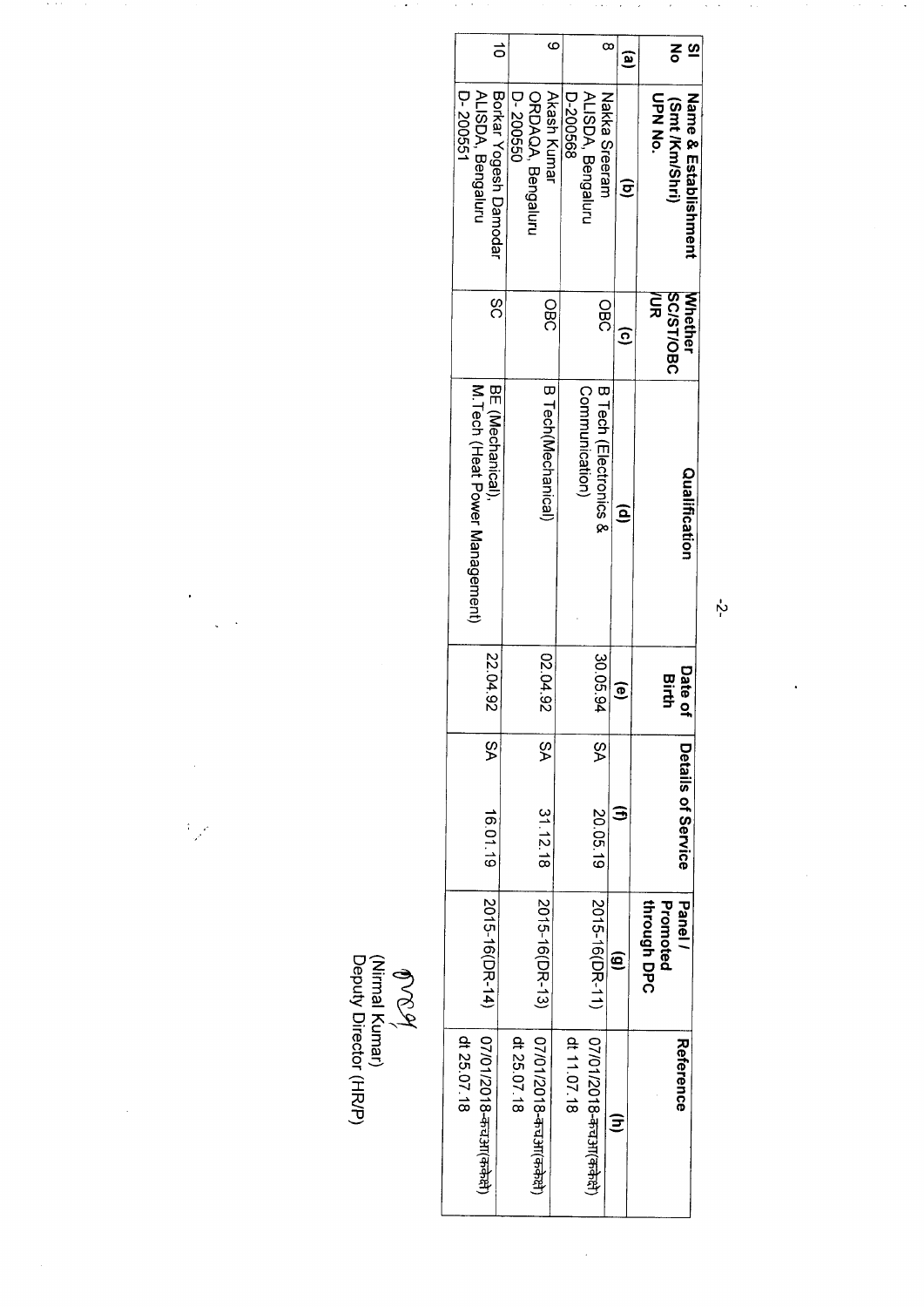| Sl No | Name & Establishment (Smt /Km/Shri) UPN No. | Whether SC/ST/OBC /UR | Qualification | Date of Birth | Details of Service | | Panel / Promoted through DPC | Reference |
|---|---|---|---|---|---|---|---|---|
| (a) | (b) | (c) | (d) | (e) | (f) | | (g) | (h) |
| 8 | Nakka Sreeram ALISDA, Bengaluru D-200568 | OBC | B Tech (Electronics & Communication) | 30.05.94 | SA | 20.05.19 | 2015-16(DR-11) | 07/01/2018-कचअ(ककसे) dt 11.07.18 |
| 9 | Akash Kumar ORDAQA, Bengaluru D- 200550 | OBC | B Tech(Mechanical) | 02.04.92 | SA | 31.12.18 | 2015-16(DR-13) | 07/01/2018-कचअ(ककसे) dt 25.07.18 |
| 10 | Borkar Yogesh Damodar ALISDA, Bengaluru D- 200551 | SC | BE (Mechanical), M.Tech (Heat Power Management) | 22.04.92 | SA | 16.01.19 | 2015-16(DR-14) | 07/01/2018-कचअ(ककसे) dt 25.07.18 |

(Nirmal Kumar)
Deputy Director (HR/P)